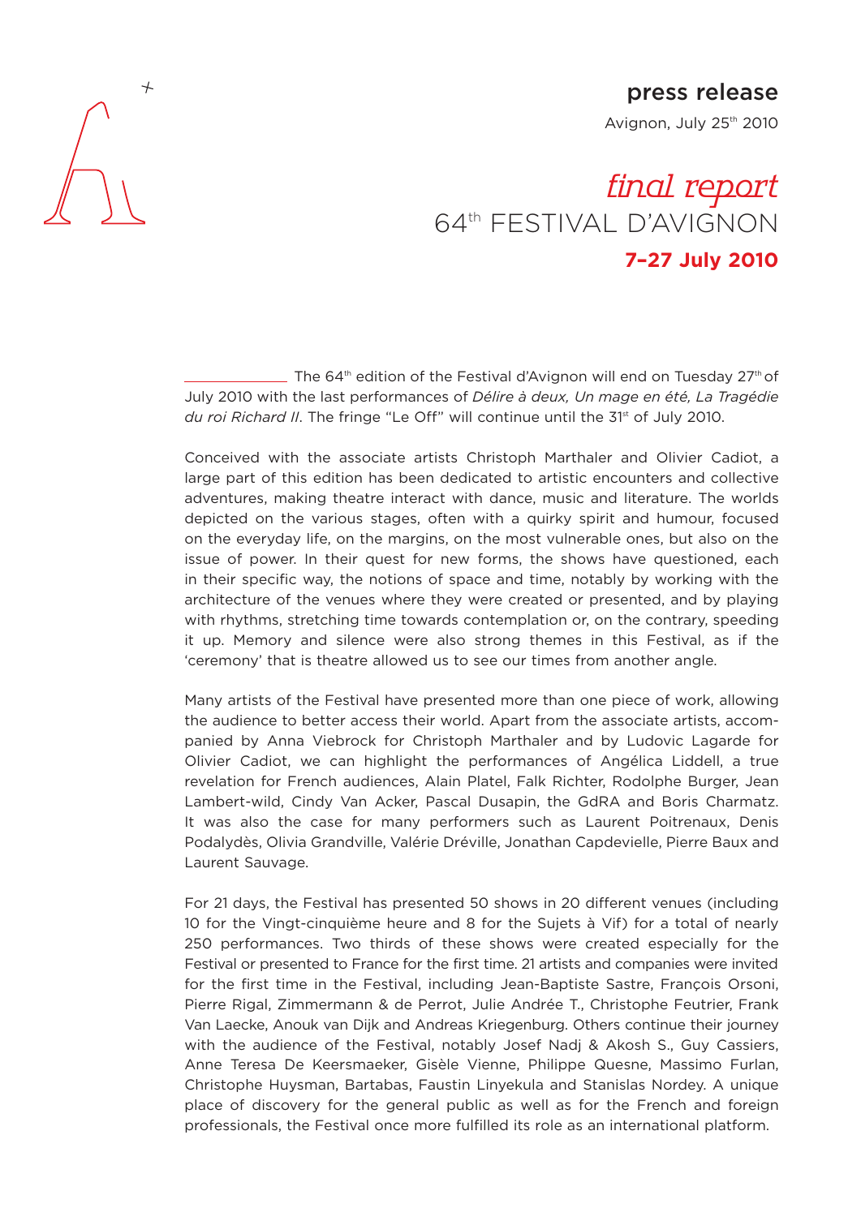press release

Avignon, July 25th 2010

# *final report*
# 64th FESTIVAL D'AVIGNON
## **7–27 July 2010**

The 64th edition of the Festival d'Avignon will end on Tuesday 27th of July 2010 with the last performances of *Délire à deux, Un mage en été, La Tragédie du roi Richard II*. The fringe "Le Off" will continue until the 31st of July 2010.

Conceived with the associate artists Christoph Marthaler and Olivier Cadiot, a large part of this edition has been dedicated to artistic encounters and collective adventures, making theatre interact with dance, music and literature. The worlds depicted on the various stages, often with a quirky spirit and humour, focused on the everyday life, on the margins, on the most vulnerable ones, but also on the issue of power. In their quest for new forms, the shows have questioned, each in their specific way, the notions of space and time, notably by working with the architecture of the venues where they were created or presented, and by playing with rhythms, stretching time towards contemplation or, on the contrary, speeding it up. Memory and silence were also strong themes in this Festival, as if the 'ceremony' that is theatre allowed us to see our times from another angle.

Many artists of the Festival have presented more than one piece of work, allowing the audience to better access their world. Apart from the associate artists, accompanied by Anna Viebrock for Christoph Marthaler and by Ludovic Lagarde for Olivier Cadiot, we can highlight the performances of Angélica Liddell, a true revelation for French audiences, Alain Platel, Falk Richter, Rodolphe Burger, Jean Lambert-wild, Cindy Van Acker, Pascal Dusapin, the GdRA and Boris Charmatz. It was also the case for many performers such as Laurent Poitrenaux, Denis Podalydès, Olivia Grandville, Valérie Dréville, Jonathan Capdevielle, Pierre Baux and Laurent Sauvage.

For 21 days, the Festival has presented 50 shows in 20 different venues (including 10 for the Vingt-cinquième heure and 8 for the Sujets à Vif) for a total of nearly 250 performances. Two thirds of these shows were created especially for the Festival or presented to France for the first time. 21 artists and companies were invited for the first time in the Festival, including Jean-Baptiste Sastre, François Orsoni, Pierre Rigal, Zimmermann & de Perrot, Julie Andrée T., Christophe Feutrier, Frank Van Laecke, Anouk van Dijk and Andreas Kriegenburg. Others continue their journey with the audience of the Festival, notably Josef Nadj & Akosh S., Guy Cassiers, Anne Teresa De Keersmaeker, Gisèle Vienne, Philippe Quesne, Massimo Furlan, Christophe Huysman, Bartabas, Faustin Linyekula and Stanislas Nordey. A unique place of discovery for the general public as well as for the French and foreign professionals, the Festival once more fulfilled its role as an international platform.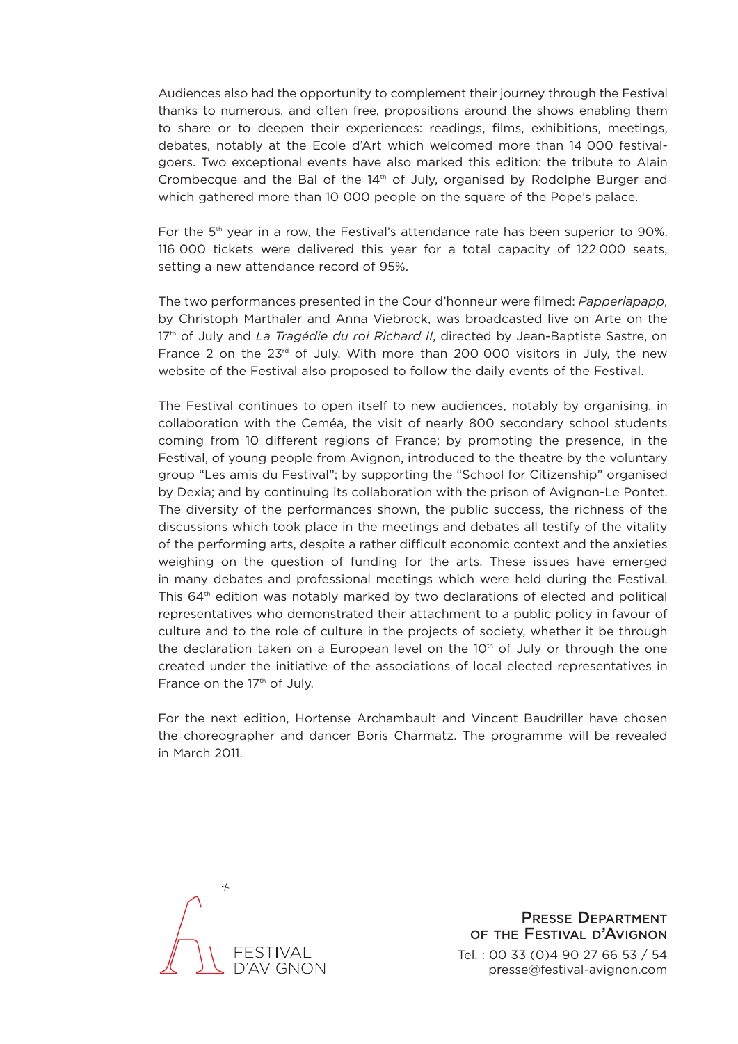Audiences also had the opportunity to complement their journey through the Festival thanks to numerous, and often free, propositions around the shows enabling them to share or to deepen their experiences: readings, films, exhibitions, meetings, debates, notably at the Ecole d'Art which welcomed more than 14 000 festival-goers. Two exceptional events have also marked this edition: the tribute to Alain Crombecque and the Bal of the 14th of July, organised by Rodolphe Burger and which gathered more than 10 000 people on the square of the Pope's palace.

For the 5th year in a row, the Festival's attendance rate has been superior to 90%. 116 000 tickets were delivered this year for a total capacity of 122 000 seats, setting a new attendance record of 95%.

The two performances presented in the Cour d'honneur were filmed: *Papperlapapp*, by Christoph Marthaler and Anna Viebrock, was broadcasted live on Arte on the 17th of July and *La Tragédie du roi Richard II*, directed by Jean-Baptiste Sastre, on France 2 on the 23rd of July. With more than 200 000 visitors in July, the new website of the Festival also proposed to follow the daily events of the Festival.

The Festival continues to open itself to new audiences, notably by organising, in collaboration with the Ceméa, the visit of nearly 800 secondary school students coming from 10 different regions of France; by promoting the presence, in the Festival, of young people from Avignon, introduced to the theatre by the voluntary group "Les amis du Festival"; by supporting the "School for Citizenship" organised by Dexia; and by continuing its collaboration with the prison of Avignon-Le Pontet. The diversity of the performances shown, the public success, the richness of the discussions which took place in the meetings and debates all testify of the vitality of the performing arts, despite a rather difficult economic context and the anxieties weighing on the question of funding for the arts. These issues have emerged in many debates and professional meetings which were held during the Festival. This 64th edition was notably marked by two declarations of elected and political representatives who demonstrated their attachment to a public policy in favour of culture and to the role of culture in the projects of society, whether it be through the declaration taken on a European level on the 10th of July or through the one created under the initiative of the associations of local elected representatives in France on the 17th of July.

For the next edition, Hortense Archambault and Vincent Baudriller have chosen the choreographer and dancer Boris Charmatz. The programme will be revealed in March 2011.

FESTIVAL D'AVIGNON

**Presse Department of the Festival d'Avignon**
Tel. : 00 33 (0)4 90 27 66 53 / 54
presse@festival-avignon.com